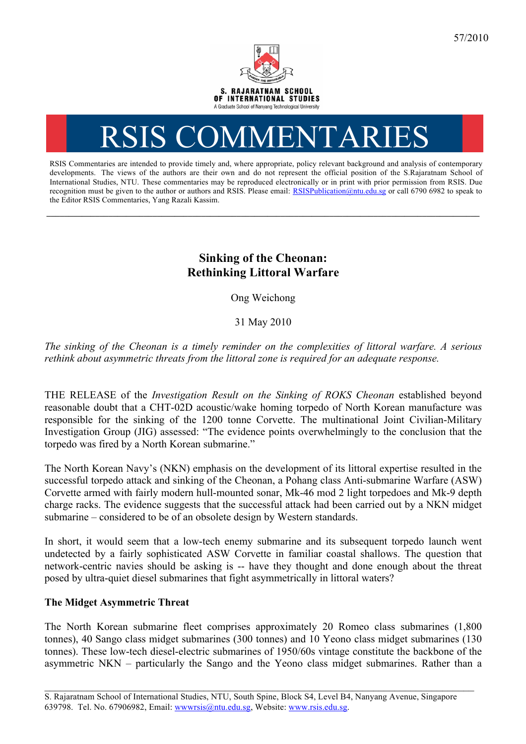57/2010

S. RAJARATNAM SCHOOL OF INTERNATIONAL STUDIES

A Graduate School of Nanyang Technological University

# RSIS COMMENTARIES

RSIS Commentaries are intended to provide timely and, where appropriate, policy relevant background and analysis of contemporary developments. The views of the authors are their own and do not represent the official position of the S.Rajaratnam School of International Studies, NTU. These commentaries may be reproduced electronically or in print with prior permission from RSIS. Due recognition must be given to the author or authors and RSIS. Please email: RSISPublication@ntu.edu.sg or call 6790 6982 to speak to the Editor RSIS Commentaries, Yang Razali Kassim.

---

## Sinking of the Cheonan: Rethinking Littoral Warfare

Ong Weichong

31 May 2010

*The sinking of the Cheonan is a timely reminder on the complexities of littoral warfare. A serious rethink about asymmetric threats from the littoral zone is required for an adequate response.*

THE RELEASE of the *Investigation Result on the Sinking of ROKS Cheonan* established beyond reasonable doubt that a CHT-02D acoustic/wake homing torpedo of North Korean manufacture was responsible for the sinking of the 1200 tonne Corvette. The multinational Joint Civilian-Military Investigation Group (JIG) assessed: "The evidence points overwhelmingly to the conclusion that the torpedo was fired by a North Korean submarine."

The North Korean Navy's (NKN) emphasis on the development of its littoral expertise resulted in the successful torpedo attack and sinking of the Cheonan, a Pohang class Anti-submarine Warfare (ASW) Corvette armed with fairly modern hull-mounted sonar, Mk-46 mod 2 light torpedoes and Mk-9 depth charge racks. The evidence suggests that the successful attack had been carried out by a NKN midget submarine – considered to be of an obsolete design by Western standards.

In short, it would seem that a low-tech enemy submarine and its subsequent torpedo launch went undetected by a fairly sophisticated ASW Corvette in familiar coastal shallows. The question that network-centric navies should be asking is -- have they thought and done enough about the threat posed by ultra-quiet diesel submarines that fight asymmetrically in littoral waters?

### The Midget Asymmetric Threat

The North Korean submarine fleet comprises approximately 20 Romeo class submarines (1,800 tonnes), 40 Sango class midget submarines (300 tonnes) and 10 Yeono class midget submarines (130 tonnes). These low-tech diesel-electric submarines of 1950/60s vintage constitute the backbone of the asymmetric NKN – particularly the Sango and the Yeono class midget submarines. Rather than a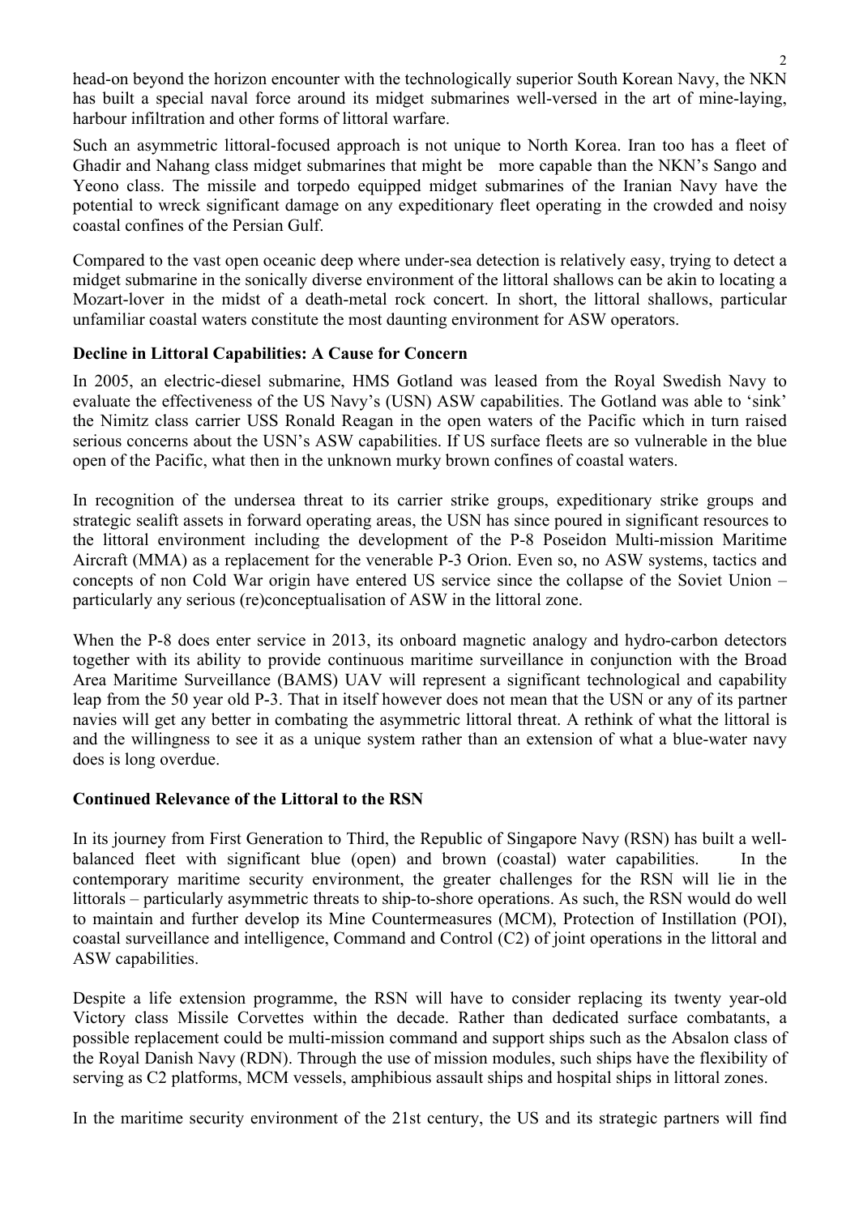head-on beyond the horizon encounter with the technologically superior South Korean Navy, the NKN has built a special naval force around its midget submarines well-versed in the art of mine-laying, harbour infiltration and other forms of littoral warfare.

Such an asymmetric littoral-focused approach is not unique to North Korea. Iran too has a fleet of Ghadir and Nahang class midget submarines that might be more capable than the NKN's Sango and Yeono class. The missile and torpedo equipped midget submarines of the Iranian Navy have the potential to wreck significant damage on any expeditionary fleet operating in the crowded and noisy coastal confines of the Persian Gulf.

Compared to the vast open oceanic deep where under-sea detection is relatively easy, trying to detect a midget submarine in the sonically diverse environment of the littoral shallows can be akin to locating a Mozart-lover in the midst of a death-metal rock concert. In short, the littoral shallows, particular unfamiliar coastal waters constitute the most daunting environment for ASW operators.

**Decline in Littoral Capabilities: A Cause for Concern**

In 2005, an electric-diesel submarine, HMS Gotland was leased from the Royal Swedish Navy to evaluate the effectiveness of the US Navy's (USN) ASW capabilities. The Gotland was able to 'sink' the Nimitz class carrier USS Ronald Reagan in the open waters of the Pacific which in turn raised serious concerns about the USN's ASW capabilities. If US surface fleets are so vulnerable in the blue open of the Pacific, what then in the unknown murky brown confines of coastal waters.

In recognition of the undersea threat to its carrier strike groups, expeditionary strike groups and strategic sealift assets in forward operating areas, the USN has since poured in significant resources to the littoral environment including the development of the P-8 Poseidon Multi-mission Maritime Aircraft (MMA) as a replacement for the venerable P-3 Orion. Even so, no ASW systems, tactics and concepts of non Cold War origin have entered US service since the collapse of the Soviet Union – particularly any serious (re)conceptualisation of ASW in the littoral zone.

When the P-8 does enter service in 2013, its onboard magnetic analogy and hydro-carbon detectors together with its ability to provide continuous maritime surveillance in conjunction with the Broad Area Maritime Surveillance (BAMS) UAV will represent a significant technological and capability leap from the 50 year old P-3. That in itself however does not mean that the USN or any of its partner navies will get any better in combating the asymmetric littoral threat. A rethink of what the littoral is and the willingness to see it as a unique system rather than an extension of what a blue-water navy does is long overdue.

**Continued Relevance of the Littoral to the RSN**

In its journey from First Generation to Third, the Republic of Singapore Navy (RSN) has built a well-balanced fleet with significant blue (open) and brown (coastal) water capabilities. In the contemporary maritime security environment, the greater challenges for the RSN will lie in the littorals – particularly asymmetric threats to ship-to-shore operations. As such, the RSN would do well to maintain and further develop its Mine Countermeasures (MCM), Protection of Instillation (POI), coastal surveillance and intelligence, Command and Control (C2) of joint operations in the littoral and ASW capabilities.

Despite a life extension programme, the RSN will have to consider replacing its twenty year-old Victory class Missile Corvettes within the decade. Rather than dedicated surface combatants, a possible replacement could be multi-mission command and support ships such as the Absalon class of the Royal Danish Navy (RDN). Through the use of mission modules, such ships have the flexibility of serving as C2 platforms, MCM vessels, amphibious assault ships and hospital ships in littoral zones.

In the maritime security environment of the 21st century, the US and its strategic partners will find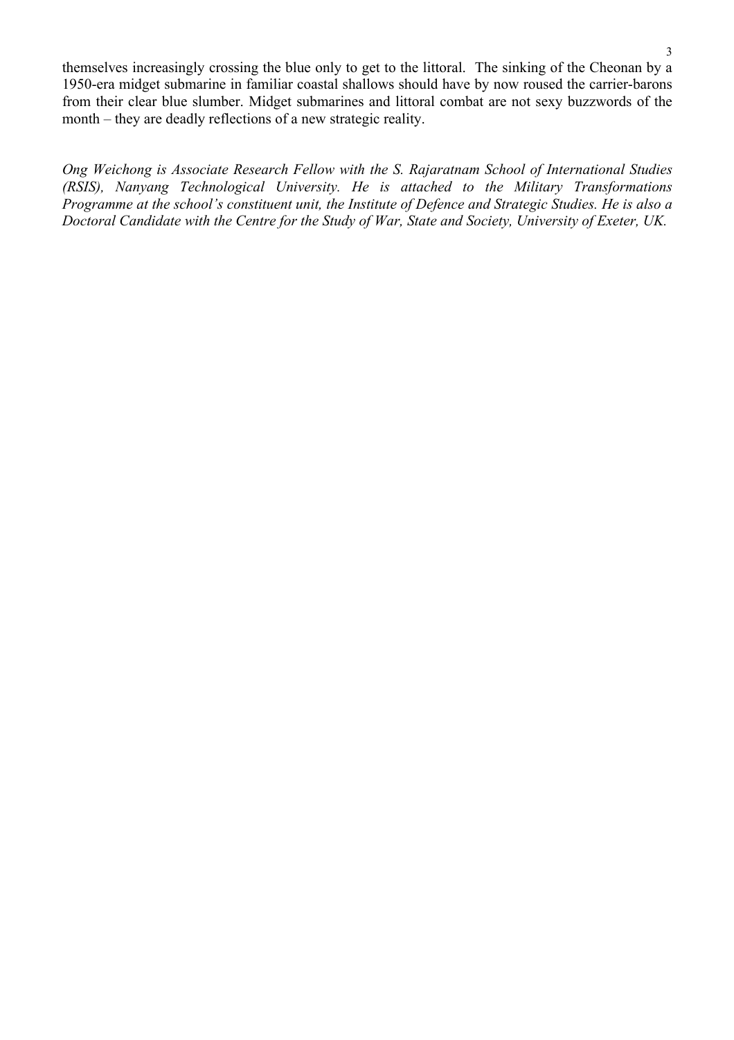themselves increasingly crossing the blue only to get to the littoral. The sinking of the Cheonan by a 1950-era midget submarine in familiar coastal shallows should have by now roused the carrier-barons from their clear blue slumber. Midget submarines and littoral combat are not sexy buzzwords of the month – they are deadly reflections of a new strategic reality.

*Ong Weichong is Associate Research Fellow with the S. Rajaratnam School of International Studies (RSIS), Nanyang Technological University. He is attached to the Military Transformations Programme at the school's constituent unit, the Institute of Defence and Strategic Studies. He is also a Doctoral Candidate with the Centre for the Study of War, State and Society, University of Exeter, UK.*